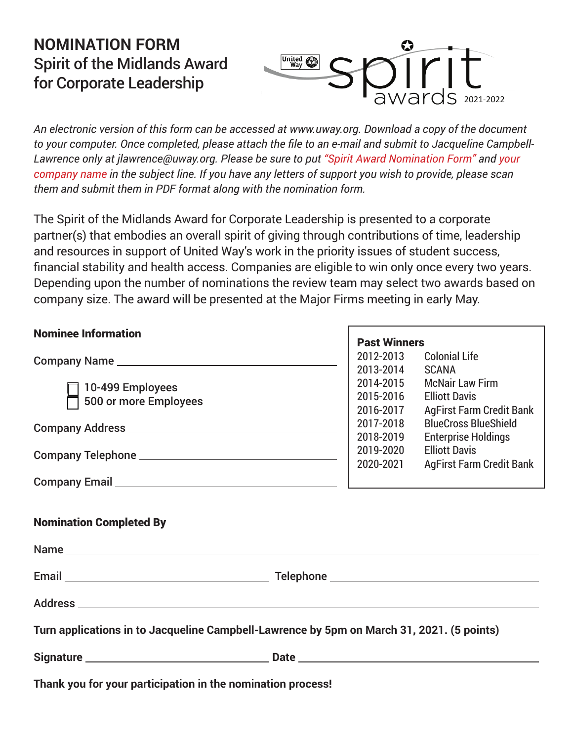# NOMINATION FORM

## Spirit of the Midlands Award for Corporate Leadership

spirit awards 2021-2022

*An electronic version of this form can be accessed at www.uway.org. Download a copy of the document to your computer. Once completed, please attach the file to an e-mail and submit to Jacqueline Campbell-Lawrence only at jlawrence@uway.org. Please be sure to put "Spirit Award Nomination Form" and your company name in the subject line. If you have any letters of support you wish to provide, please scan them and submit them in PDF format along with the nomination form.*

The Spirit of the Midlands Award for Corporate Leadership is presented to a corporate partner(s) that embodies an overall spirit of giving through contributions of time, leadership and resources in support of United Way's work in the priority issues of student success, financial stability and health access. Companies are eligible to win only once every two years. Depending upon the number of nominations the review team may select two awards based on company size. The award will be presented at the Major Firms meeting in early May.

**Nominee Information**

Company Name ______________________________

- [ ] 10-499 Employees
- [ ] 500 or more Employees

Company Address ______________________________

Company Telephone ______________________________

Company Email ______________________________

**Past Winners**

| Year | Winner |
|---|---|
| 2012-2013 | Colonial Life |
| 2013-2014 | SCANA |
| 2014-2015 | McNair Law Firm |
| 2015-2016 | Elliott Davis |
| 2016-2017 | AgFirst Farm Credit Bank |
| 2017-2018 | BlueCross BlueShield |
| 2018-2019 | Enterprise Holdings |
| 2019-2020 | Elliott Davis |
| 2020-2021 | AgFirst Farm Credit Bank |

**Nomination Completed By**

Name ______________________________

Email ______________________________ Telephone ______________________________

Address ______________________________

**Turn applications in to Jacqueline Campbell-Lawrence by 5pm on March 31, 2021. (5 points)**

**Signature** ______________________________ **Date** ______________________________

**Thank you for your participation in the nomination process!**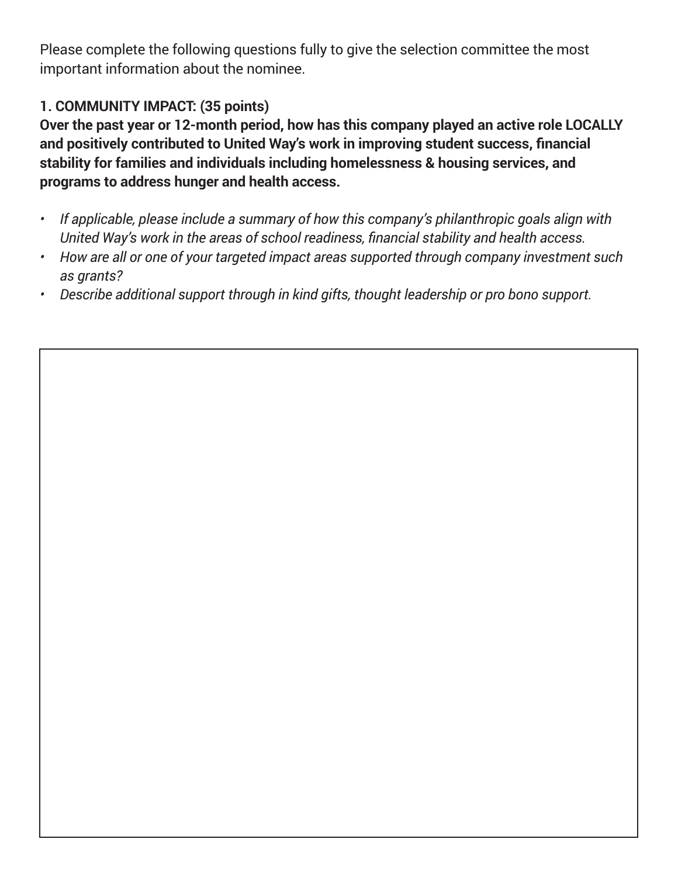Please complete the following questions fully to give the selection committee the most important information about the nominee.

**1. COMMUNITY IMPACT: (35 points)**
**Over the past year or 12-month period, how has this company played an active role LOCALLY and positively contributed to United Way's work in improving student success, financial stability for families and individuals including homelessness & housing services, and programs to address hunger and health access.**

- *If applicable, please include a summary of how this company's philanthropic goals align with United Way's work in the areas of school readiness, financial stability and health access.*
- *How are all or one of your targeted impact areas supported through company investment such as grants?*
- *Describe additional support through in kind gifts, thought leadership or pro bono support.*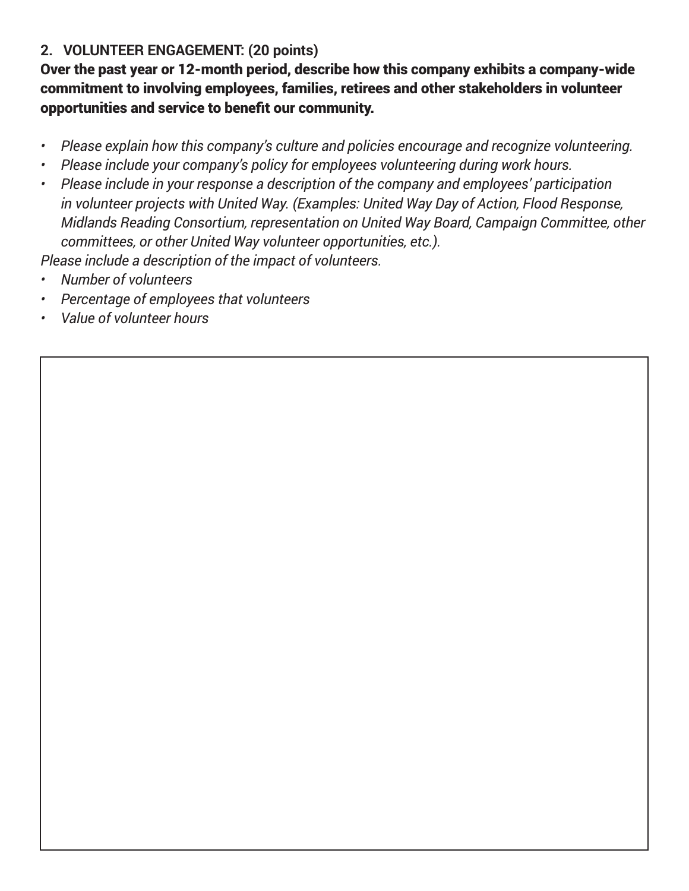## 2. VOLUNTEER ENGAGEMENT: (20 points)

**Over the past year or 12-month period, describe how this company exhibits a company-wide commitment to involving employees, families, retirees and other stakeholders in volunteer opportunities and service to benefit our community.**

- *Please explain how this company's culture and policies encourage and recognize volunteering.*
- *Please include your company's policy for employees volunteering during work hours.*
- *Please include in your response a description of the company and employees' participation in volunteer projects with United Way. (Examples: United Way Day of Action, Flood Response, Midlands Reading Consortium, representation on United Way Board, Campaign Committee, other committees, or other United Way volunteer opportunities, etc.).*

*Please include a description of the impact of volunteers.*

- *Number of volunteers*
- *Percentage of employees that volunteers*
- *Value of volunteer hours*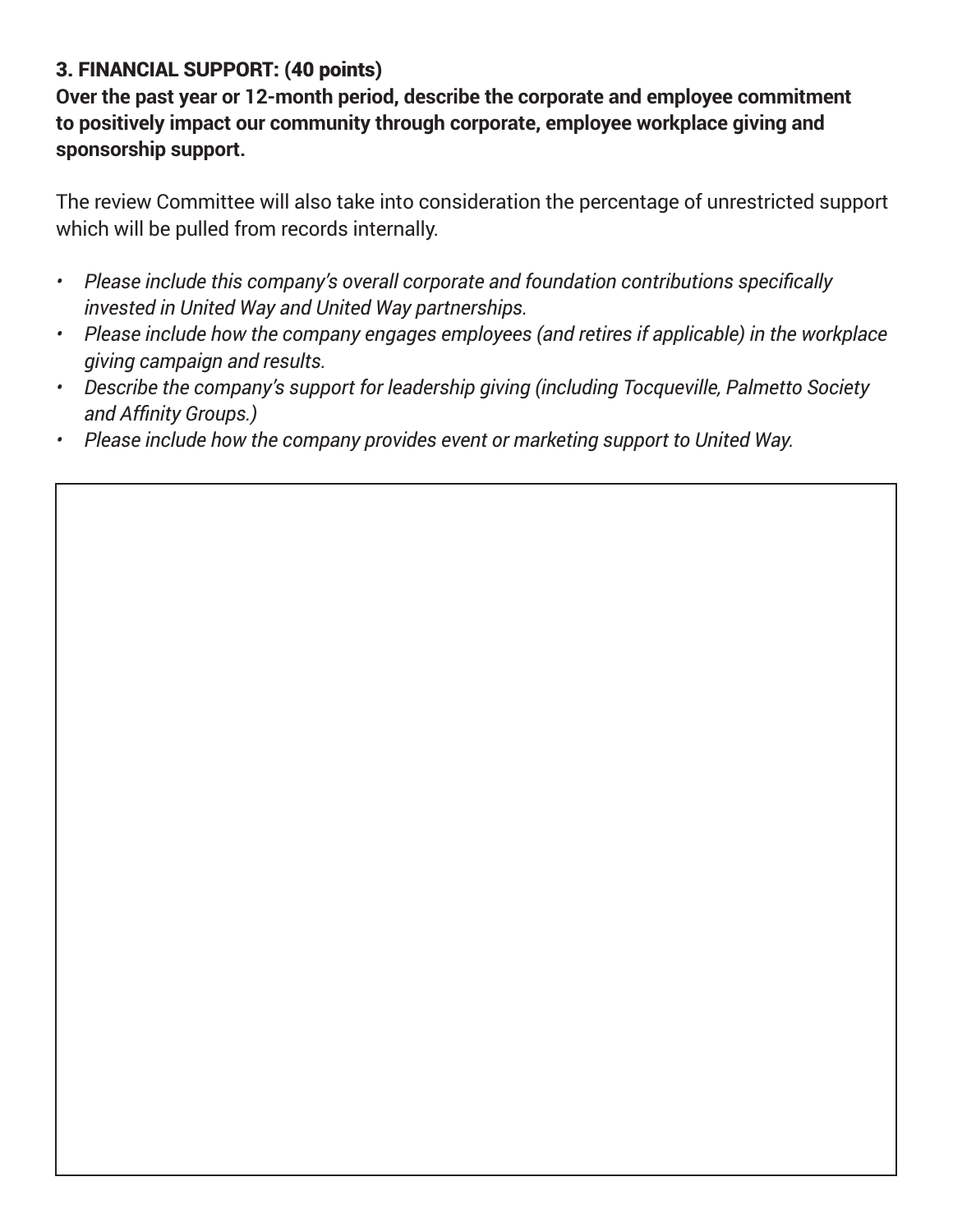### 3. FINANCIAL SUPPORT: (40 points)

**Over the past year or 12-month period, describe the corporate and employee commitment to positively impact our community through corporate, employee workplace giving and sponsorship support.**

The review Committee will also take into consideration the percentage of unrestricted support which will be pulled from records internally.

- *Please include this company's overall corporate and foundation contributions specifically invested in United Way and United Way partnerships.*
- *Please include how the company engages employees (and retires if applicable) in the workplace giving campaign and results.*
- *Describe the company's support for leadership giving (including Tocqueville, Palmetto Society and Affinity Groups.)*
- *Please include how the company provides event or marketing support to United Way.*